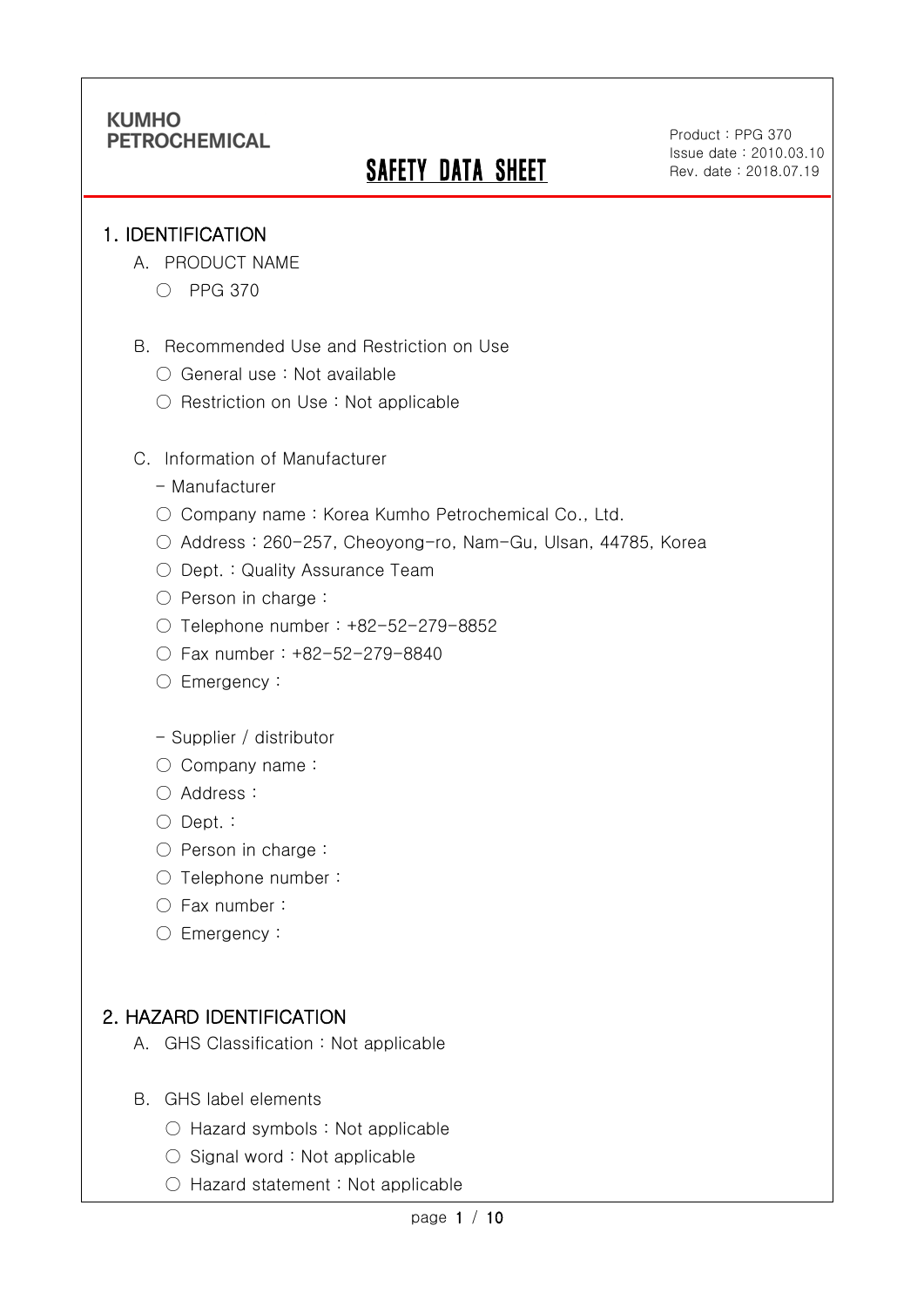KUMHO PETROCHEMICAL

# SAFETY DATA SHEET

Product : PPG 370
Issue date : 2010.03.10
Rev. date : 2018.07.19

## 1. IDENTIFICATION

A. PRODUCT NAME

○ PPG 370

B. Recommended Use and Restriction on Use

○ General use : Not available

○ Restriction on Use : Not applicable

C. Information of Manufacturer

- Manufacturer

○ Company name : Korea Kumho Petrochemical Co., Ltd.

○ Address : 260-257, Cheoyong-ro, Nam-Gu, Ulsan, 44785, Korea

○ Dept. : Quality Assurance Team

○ Person in charge :

○ Telephone number : +82-52-279-8852

○ Fax number : +82-52-279-8840

○ Emergency :

- Supplier / distributor

○ Company name :

○ Address :

○ Dept. :

○ Person in charge :

○ Telephone number :

○ Fax number :

○ Emergency :

## 2. HAZARD IDENTIFICATION

A. GHS Classification : Not applicable

B. GHS label elements

○ Hazard symbols : Not applicable

○ Signal word : Not applicable

○ Hazard statement : Not applicable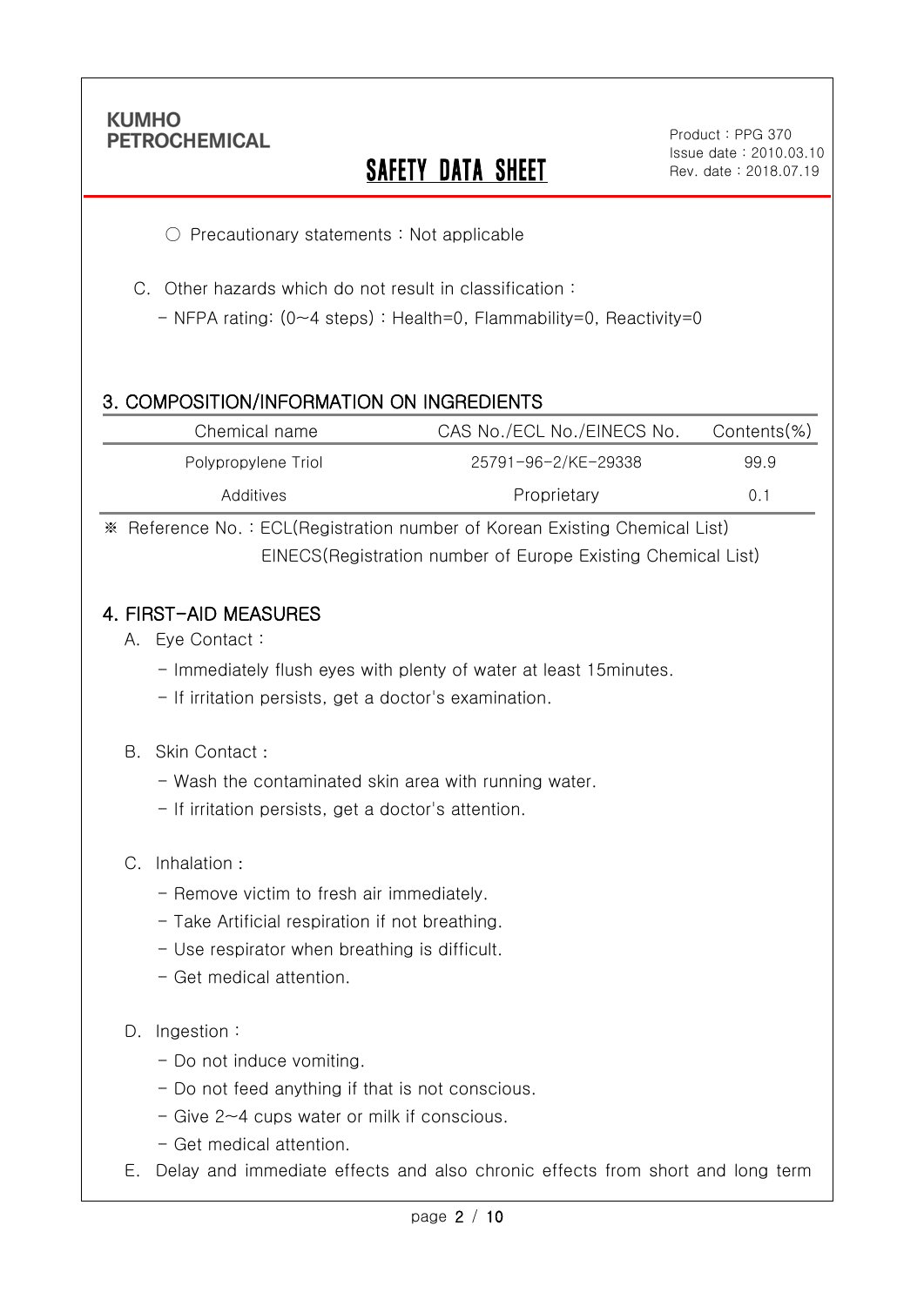○ Precautionary statements : Not applicable

C. Other hazards which do not result in classification :

- NFPA rating: (0~4 steps) : Health=0, Flammability=0, Reactivity=0

## 3. COMPOSITION/INFORMATION ON INGREDIENTS

| Chemical name | CAS No./ECL No./EINECS No. | Contents(%) |
|---|---|---|
| Polypropylene Triol | 25791-96-2/KE-29338 | 99.9 |
| Additives | Proprietary | 0.1 |

※ Reference No. : ECL(Registration number of Korean Existing Chemical List)
EINECS(Registration number of Europe Existing Chemical List)

## 4. FIRST-AID MEASURES

A. Eye Contact :

- Immediately flush eyes with plenty of water at least 15minutes.
- If irritation persists, get a doctor's examination.

B. Skin Contact :

- Wash the contaminated skin area with running water.
- If irritation persists, get a doctor's attention.

C. Inhalation :

- Remove victim to fresh air immediately.
- Take Artificial respiration if not breathing.
- Use respirator when breathing is difficult.
- Get medical attention.

D. Ingestion :

- Do not induce vomiting.
- Do not feed anything if that is not conscious.
- Give 2~4 cups water or milk if conscious.
- Get medical attention.

E. Delay and immediate effects and also chronic effects from short and long term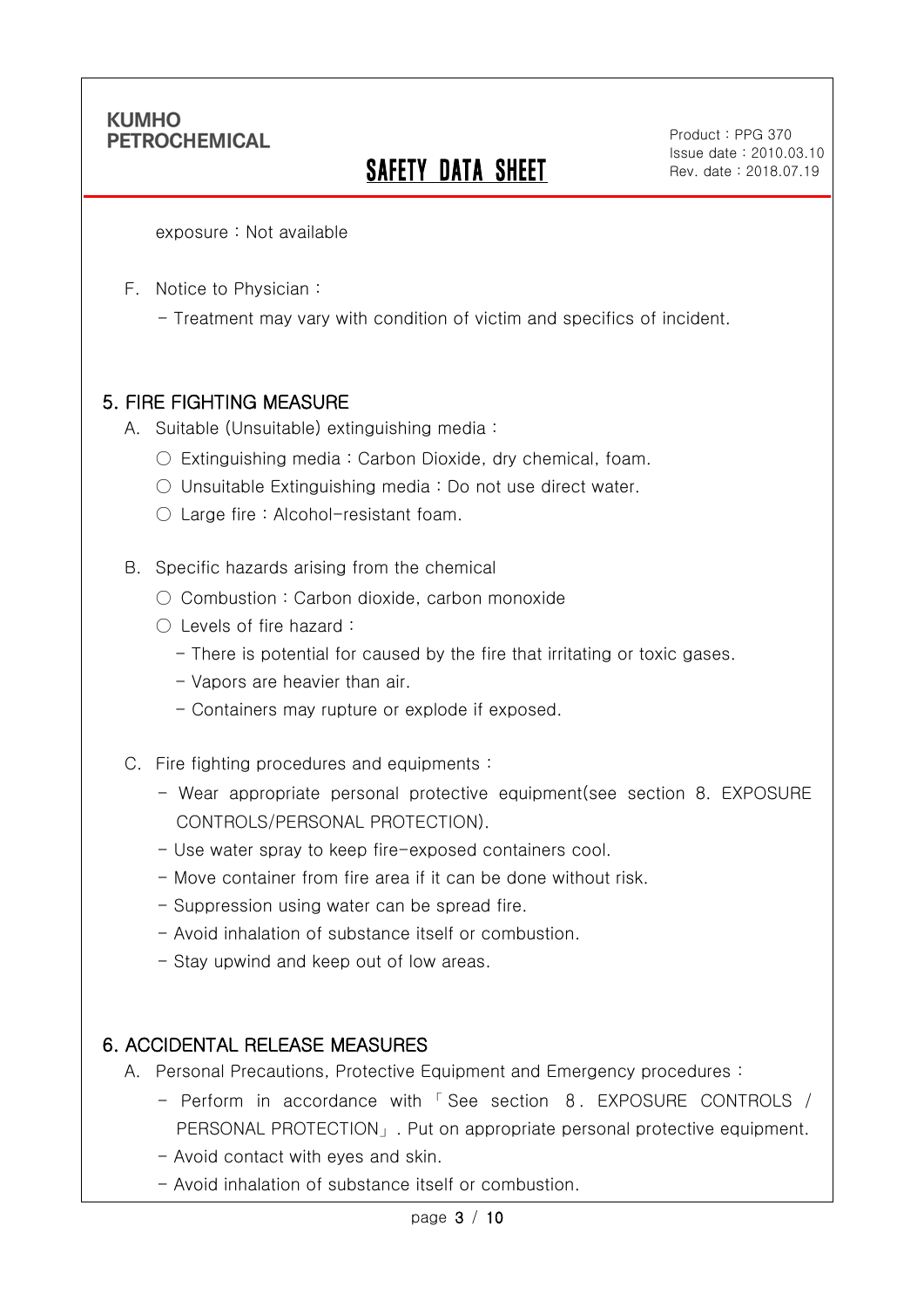exposure : Not available

F. Notice to Physician :

- Treatment may vary with condition of victim and specifics of incident.

## 5. FIRE FIGHTING MEASURE

A. Suitable (Unsuitable) extinguishing media :

○ Extinguishing media : Carbon Dioxide, dry chemical, foam.

○ Unsuitable Extinguishing media : Do not use direct water.

○ Large fire : Alcohol-resistant foam.

B. Specific hazards arising from the chemical

○ Combustion : Carbon dioxide, carbon monoxide

○ Levels of fire hazard :

- There is potential for caused by the fire that irritating or toxic gases.
- Vapors are heavier than air.
- Containers may rupture or explode if exposed.

C. Fire fighting procedures and equipments :

- Wear appropriate personal protective equipment(see section 8. EXPOSURE CONTROLS/PERSONAL PROTECTION).
- Use water spray to keep fire-exposed containers cool.
- Move container from fire area if it can be done without risk.
- Suppression using water can be spread fire.
- Avoid inhalation of substance itself or combustion.
- Stay upwind and keep out of low areas.

## 6. ACCIDENTAL RELEASE MEASURES

A. Personal Precautions, Protective Equipment and Emergency procedures :

- Perform in accordance with 「See section 8. EXPOSURE CONTROLS / PERSONAL PROTECTION」. Put on appropriate personal protective equipment.
- Avoid contact with eyes and skin.
- Avoid inhalation of substance itself or combustion.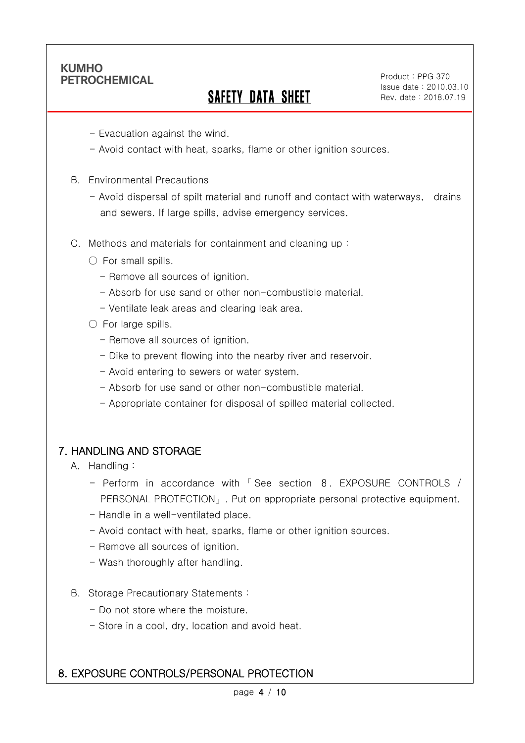- Evacuation against the wind.
- Avoid contact with heat, sparks, flame or other ignition sources.

B. Environmental Precautions

- Avoid dispersal of spilt material and runoff and contact with waterways, drains and sewers. If large spills, advise emergency services.

C. Methods and materials for containment and cleaning up :

○ For small spills.

- Remove all sources of ignition.
- Absorb for use sand or other non-combustible material.
- Ventilate leak areas and clearing leak area.

○ For large spills.

- Remove all sources of ignition.
- Dike to prevent flowing into the nearby river and reservoir.
- Avoid entering to sewers or water system.
- Absorb for use sand or other non-combustible material.
- Appropriate container for disposal of spilled material collected.

## 7. HANDLING AND STORAGE

A. Handling :

- Perform in accordance with「See section 8. EXPOSURE CONTROLS / PERSONAL PROTECTION」. Put on appropriate personal protective equipment.
- Handle in a well-ventilated place.
- Avoid contact with heat, sparks, flame or other ignition sources.
- Remove all sources of ignition.
- Wash thoroughly after handling.

B. Storage Precautionary Statements :

- Do not store where the moisture.
- Store in a cool, dry, location and avoid heat.

## 8. EXPOSURE CONTROLS/PERSONAL PROTECTION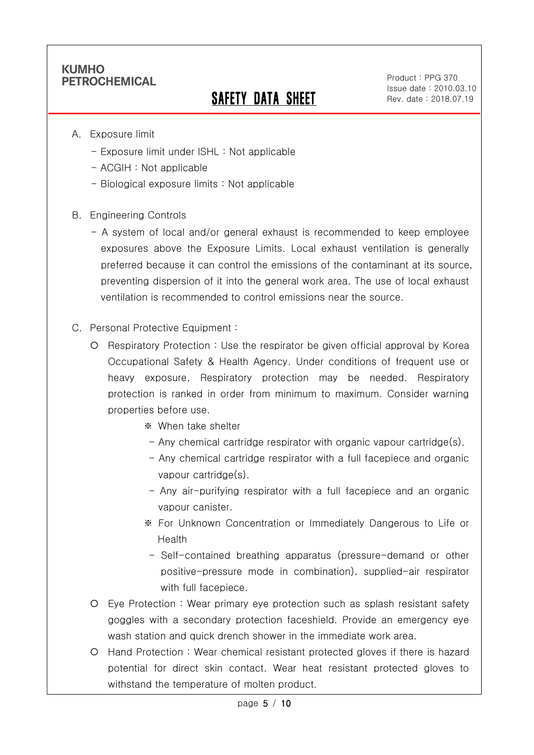A. Exposure limit

- Exposure limit under ISHL : Not applicable
- ACGIH : Not applicable
- Biological exposure limits : Not applicable

B. Engineering Controls

- A system of local and/or general exhaust is recommended to keep employee exposures above the Exposure Limits. Local exhaust ventilation is generally preferred because it can control the emissions of the contaminant at its source, preventing dispersion of it into the general work area. The use of local exhaust ventilation is recommended to control emissions near the source.

C. Personal Protective Equipment :

- Respiratory Protection : Use the respirator be given official approval by Korea Occupational Safety & Health Agency. Under conditions of frequent use or heavy exposure, Respiratory protection may be needed. Respiratory protection is ranked in order from minimum to maximum. Consider warning properties before use.

  ※ When take shelter

  - Any chemical cartridge respirator with organic vapour cartridge(s).
  - Any chemical cartridge respirator with a full facepiece and organic vapour cartridge(s).
  - Any air-purifying respirator with a full facepiece and an organic vapour canister.

  ※ For Unknown Concentration or Immediately Dangerous to Life or Health

  - Self-contained breathing apparatus (pressure-demand or other positive-pressure mode in combination), supplied-air respirator with full facepiece.

- Eye Protection : Wear primary eye protection such as splash resistant safety goggles with a secondary protection faceshield. Provide an emergency eye wash station and quick drench shower in the immediate work area.
- Hand Protection : Wear chemical resistant protected gloves if there is hazard potential for direct skin contact. Wear heat resistant protected gloves to withstand the temperature of molten product.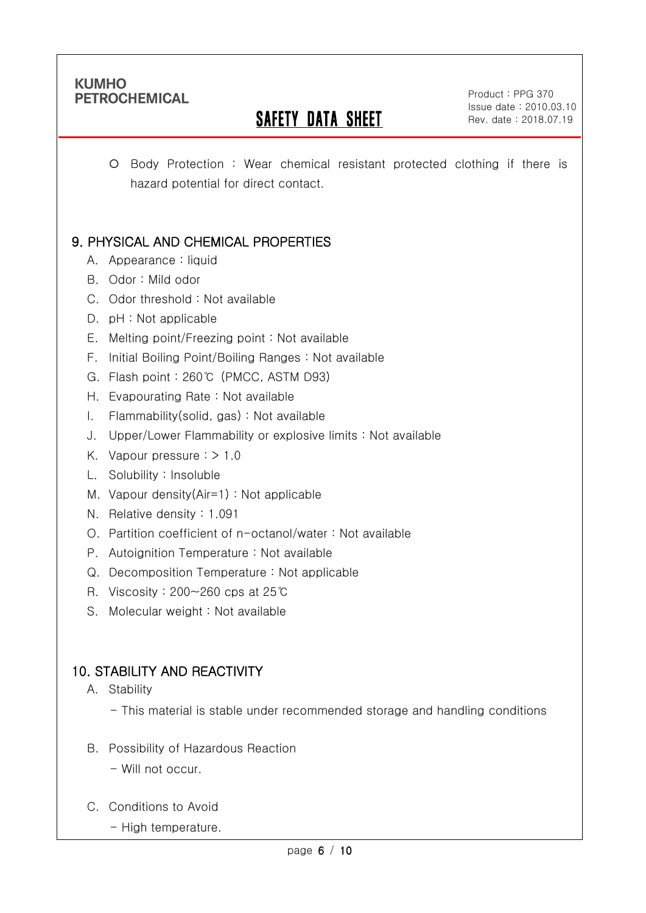- Body Protection : Wear chemical resistant protected clothing if there is hazard potential for direct contact.

## 9. PHYSICAL AND CHEMICAL PROPERTIES

A. Appearance : liquid

B. Odor : Mild odor

C. Odor threshold : Not available

D. pH : Not applicable

E. Melting point/Freezing point : Not available

F. Initial Boiling Point/Boiling Ranges : Not available

G. Flash point : 260℃ (PMCC, ASTM D93)

H. Evapourating Rate : Not available

I. Flammability(solid, gas) : Not available

J. Upper/Lower Flammability or explosive limits : Not available

K. Vapour pressure : > 1.0

L. Solubility : Insoluble

M. Vapour density(Air=1) : Not applicable

N. Relative density : 1.091

O. Partition coefficient of n-octanol/water : Not available

P. Autoignition Temperature : Not available

Q. Decomposition Temperature : Not applicable

R. Viscosity : 200~260 cps at 25℃

S. Molecular weight : Not available

## 10. STABILITY AND REACTIVITY

A. Stability

- This material is stable under recommended storage and handling conditions

B. Possibility of Hazardous Reaction

- Will not occur.

C. Conditions to Avoid

- High temperature.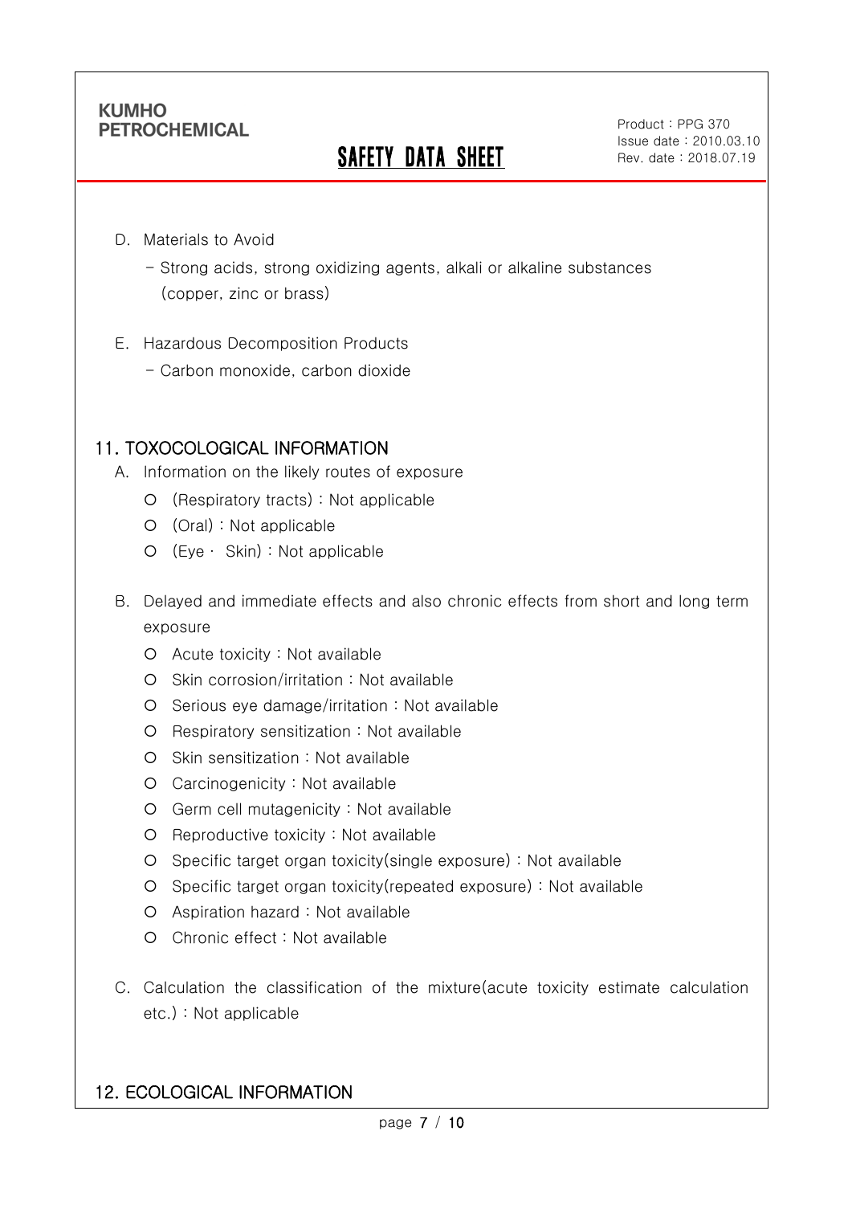D. Materials to Avoid

- Strong acids, strong oxidizing agents, alkali or alkaline substances (copper, zinc or brass)

E. Hazardous Decomposition Products

- Carbon monoxide, carbon dioxide

## 11. TOXOCOLOGICAL INFORMATION

A. Information on the likely routes of exposure

- (Respiratory tracts) : Not applicable
- (Oral) : Not applicable
- (Eye · Skin) : Not applicable

B. Delayed and immediate effects and also chronic effects from short and long term exposure

- Acute toxicity : Not available
- Skin corrosion/irritation : Not available
- Serious eye damage/irritation : Not available
- Respiratory sensitization : Not available
- Skin sensitization : Not available
- Carcinogenicity : Not available
- Germ cell mutagenicity : Not available
- Reproductive toxicity : Not available
- Specific target organ toxicity(single exposure) : Not available
- Specific target organ toxicity(repeated exposure) : Not available
- Aspiration hazard : Not available
- Chronic effect : Not available

C. Calculation the classification of the mixture(acute toxicity estimate calculation etc.) : Not applicable

## 12. ECOLOGICAL INFORMATION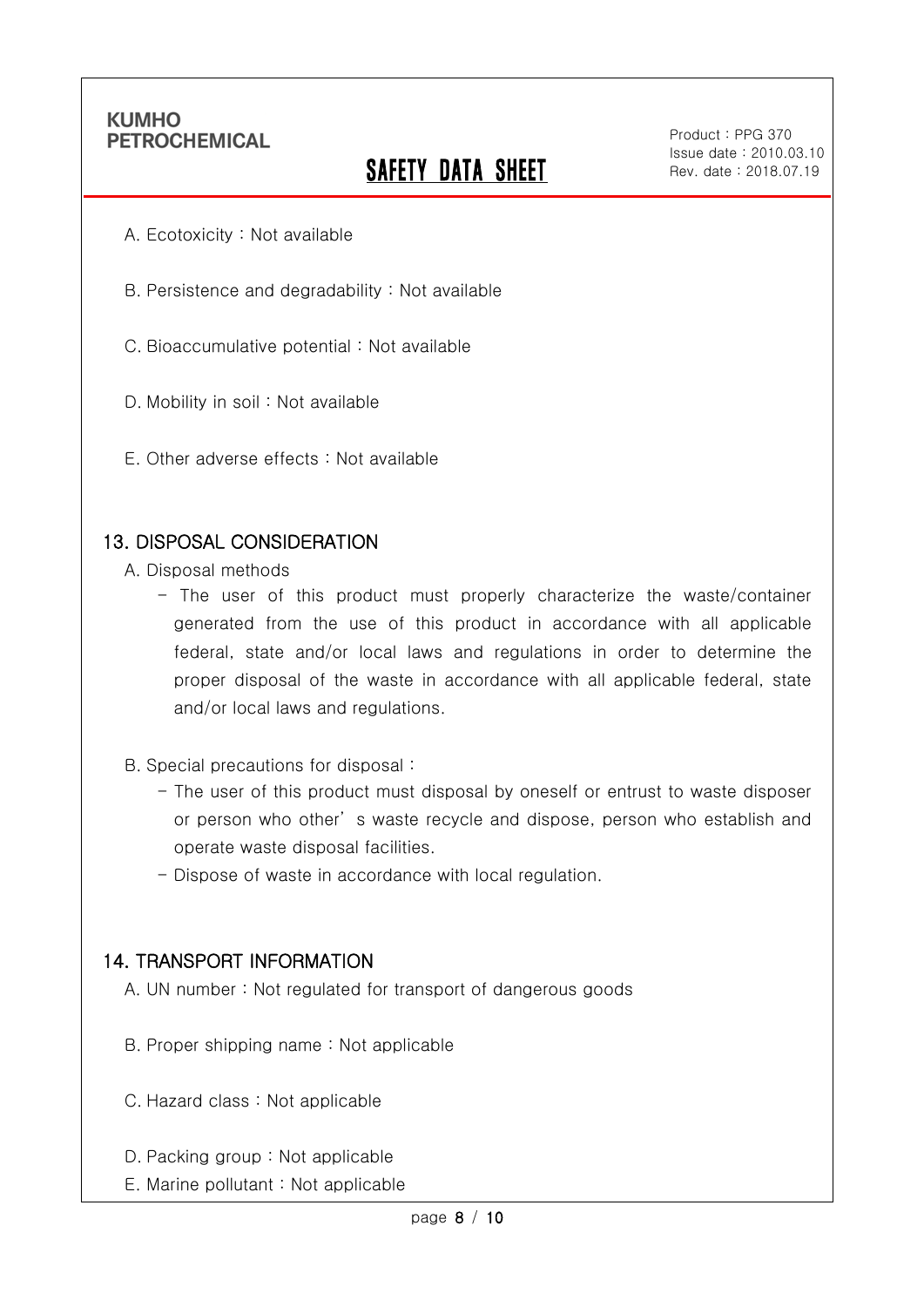A. Ecotoxicity : Not available

B. Persistence and degradability : Not available

C. Bioaccumulative potential : Not available

D. Mobility in soil : Not available

E. Other adverse effects : Not available

## 13. DISPOSAL CONSIDERATION

A. Disposal methods

- The user of this product must properly characterize the waste/container generated from the use of this product in accordance with all applicable federal, state and/or local laws and regulations in order to determine the proper disposal of the waste in accordance with all applicable federal, state and/or local laws and regulations.

B. Special precautions for disposal :

- The user of this product must disposal by oneself or entrust to waste disposer or person who other's waste recycle and dispose, person who establish and operate waste disposal facilities.
- Dispose of waste in accordance with local regulation.

## 14. TRANSPORT INFORMATION

A. UN number : Not regulated for transport of dangerous goods

B. Proper shipping name : Not applicable

C. Hazard class : Not applicable

D. Packing group : Not applicable

E. Marine pollutant : Not applicable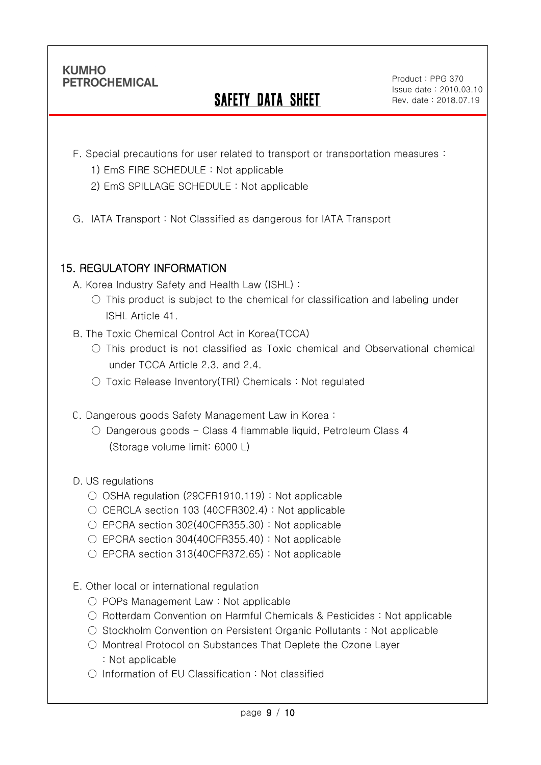F. Special precautions for user related to transport or transportation measures :

1) EmS FIRE SCHEDULE : Not applicable

2) EmS SPILLAGE SCHEDULE : Not applicable

G. IATA Transport : Not Classified as dangerous for IATA Transport

## 15. REGULATORY INFORMATION

A. Korea Industry Safety and Health Law (ISHL) :

○ This product is subject to the chemical for classification and labeling under ISHL Article 41.

B. The Toxic Chemical Control Act in Korea(TCCA)

○ This product is not classified as Toxic chemical and Observational chemical under TCCA Article 2.3. and 2.4.

○ Toxic Release Inventory(TRI) Chemicals : Not regulated

C. Dangerous goods Safety Management Law in Korea :

○ Dangerous goods – Class 4 flammable liquid, Petroleum Class 4 (Storage volume limit: 6000 L)

D. US regulations

○ OSHA regulation (29CFR1910.119) : Not applicable

○ CERCLA section 103 (40CFR302.4) : Not applicable

○ EPCRA section 302(40CFR355.30) : Not applicable

○ EPCRA section 304(40CFR355.40) : Not applicable

○ EPCRA section 313(40CFR372.65) : Not applicable

E. Other local or international regulation

○ POPs Management Law : Not applicable

○ Rotterdam Convention on Harmful Chemicals & Pesticides : Not applicable

○ Stockholm Convention on Persistent Organic Pollutants : Not applicable

○ Montreal Protocol on Substances That Deplete the Ozone Layer : Not applicable

○ Information of EU Classification : Not classified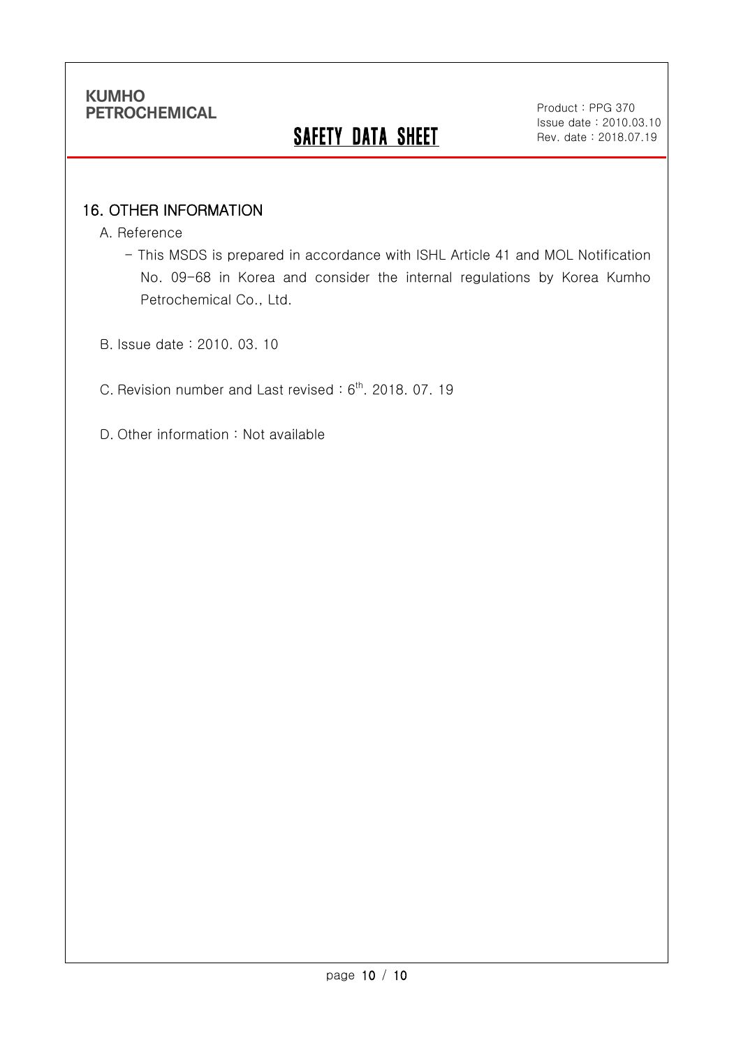## 16. OTHER INFORMATION

A. Reference

- This MSDS is prepared in accordance with ISHL Article 41 and MOL Notification No. 09-68 in Korea and consider the internal regulations by Korea Kumho Petrochemical Co., Ltd.

B. Issue date : 2010. 03. 10

C. Revision number and Last revised : 6th. 2018. 07. 19

D. Other information : Not available